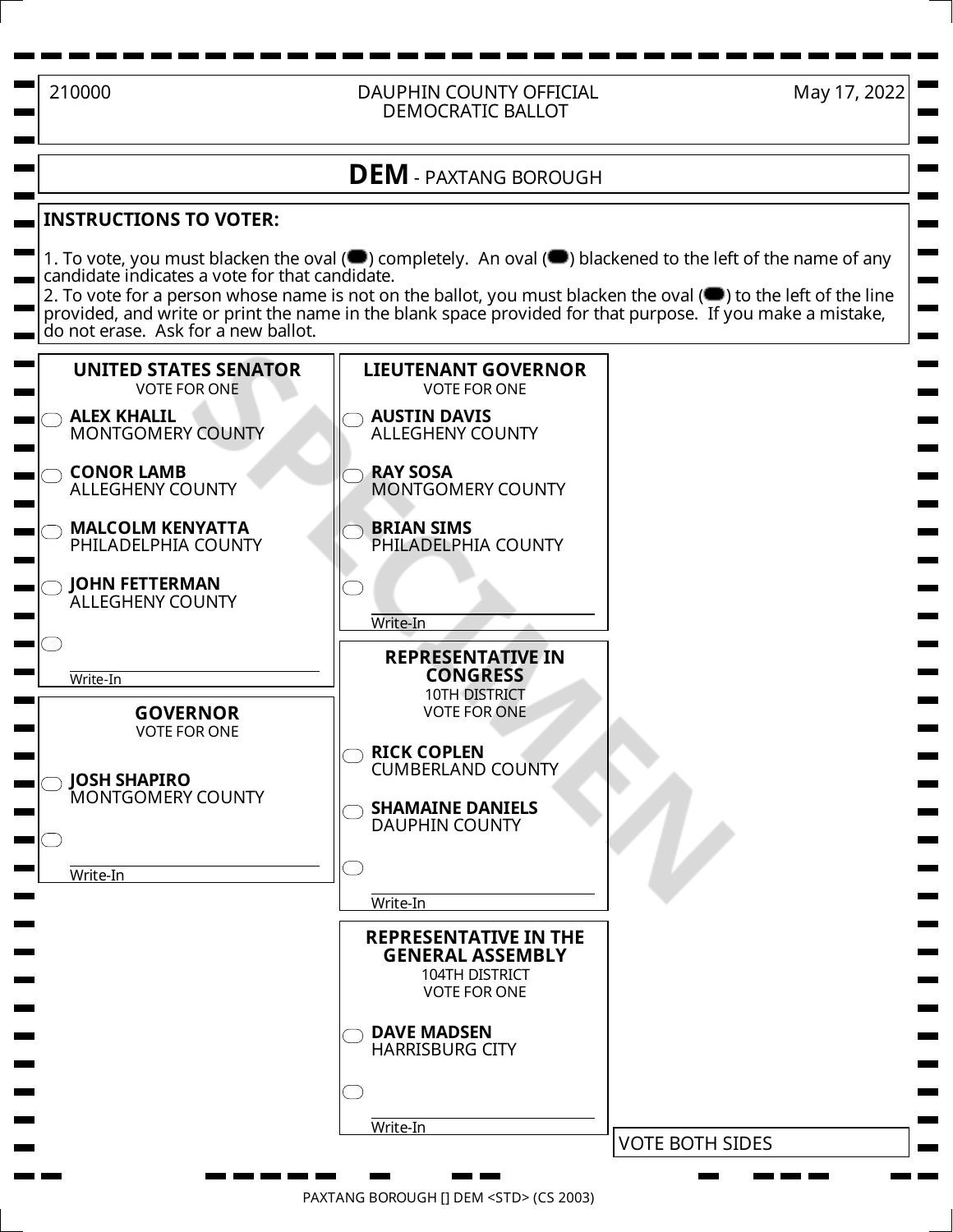210000 | DAUPHIN COUNTY OFFICIAL DEMOCRATIC BALLOT | May 17, 2022

# DEM - PAXTANG BOROUGH

**INSTRUCTIONS TO VOTER:**

1. To vote, you must blacken the oval (⬬) completely. An oval (⬬) blackened to the left of the name of any candidate indicates a vote for that candidate.
2. To vote for a person whose name is not on the ballot, you must blacken the oval (⬬) to the left of the line provided, and write or print the name in the blank space provided for that purpose. If you make a mistake, do not erase. Ask for a new ballot.

## UNITED STATES SENATOR
VOTE FOR ONE

- ⬭ **ALEX KHALIL** MONTGOMERY COUNTY
- ⬭ **CONOR LAMB** ALLEGHENY COUNTY
- ⬭ **MALCOLM KENYATTA** PHILADELPHIA COUNTY
- ⬭ **JOHN FETTERMAN** ALLEGHENY COUNTY
- ⬭ ________ Write-In

## GOVERNOR
VOTE FOR ONE

- ⬭ **JOSH SHAPIRO** MONTGOMERY COUNTY
- ⬭ ________ Write-In

## LIEUTENANT GOVERNOR
VOTE FOR ONE

- ⬭ **AUSTIN DAVIS** ALLEGHENY COUNTY
- ⬭ **RAY SOSA** MONTGOMERY COUNTY
- ⬭ **BRIAN SIMS** PHILADELPHIA COUNTY
- ⬭ ________ Write-In

## REPRESENTATIVE IN CONGRESS
10TH DISTRICT
VOTE FOR ONE

- ⬭ **RICK COPLEN** CUMBERLAND COUNTY
- ⬭ **SHAMAINE DANIELS** DAUPHIN COUNTY
- ⬭ ________ Write-In

## REPRESENTATIVE IN THE GENERAL ASSEMBLY
104TH DISTRICT
VOTE FOR ONE

- ⬭ **DAVE MADSEN** HARRISBURG CITY
- ⬭ ________ Write-In

VOTE BOTH SIDES

PAXTANG BOROUGH [] DEM <STD> (CS 2003)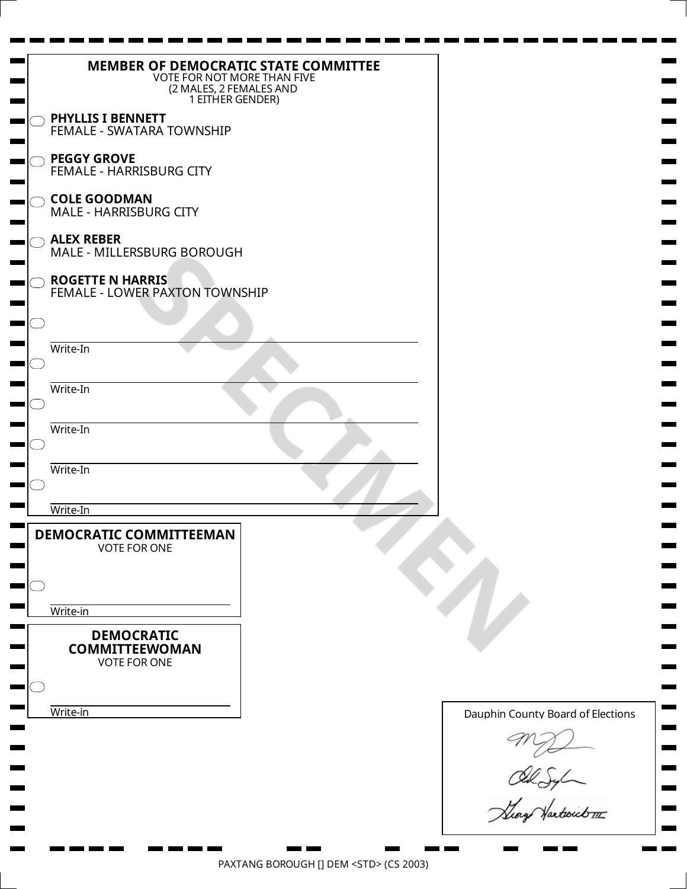## MEMBER OF DEMOCRATIC STATE COMMITTEE

VOTE FOR NOT MORE THAN FIVE
(2 MALES, 2 FEMALES AND
1 EITHER GENDER)

- ⬭ **PHYLLIS I BENNETT**
  FEMALE - SWATARA TOWNSHIP
- ⬭ **PEGGY GROVE**
  FEMALE - HARRISBURG CITY
- ⬭ **COLE GOODMAN**
  MALE - HARRISBURG CITY
- ⬭ **ALEX REBER**
  MALE - MILLERSBURG BOROUGH
- ⬭ **ROGETTE N HARRIS**
  FEMALE - LOWER PAXTON TOWNSHIP
- ⬭ ____________________ Write-In
- ⬭ ____________________ Write-In
- ⬭ ____________________ Write-In
- ⬭ ____________________ Write-In
- ⬭ ____________________ Write-In

## DEMOCRATIC COMMITTEEMAN

VOTE FOR ONE

- ⬭ ____________________ Write-in

## DEMOCRATIC COMMITTEEWOMAN

VOTE FOR ONE

- ⬭ ____________________ Write-in

Dauphin County Board of Elections

SPECIMEN

PAXTANG BOROUGH [] DEM <STD> (CS 2003)